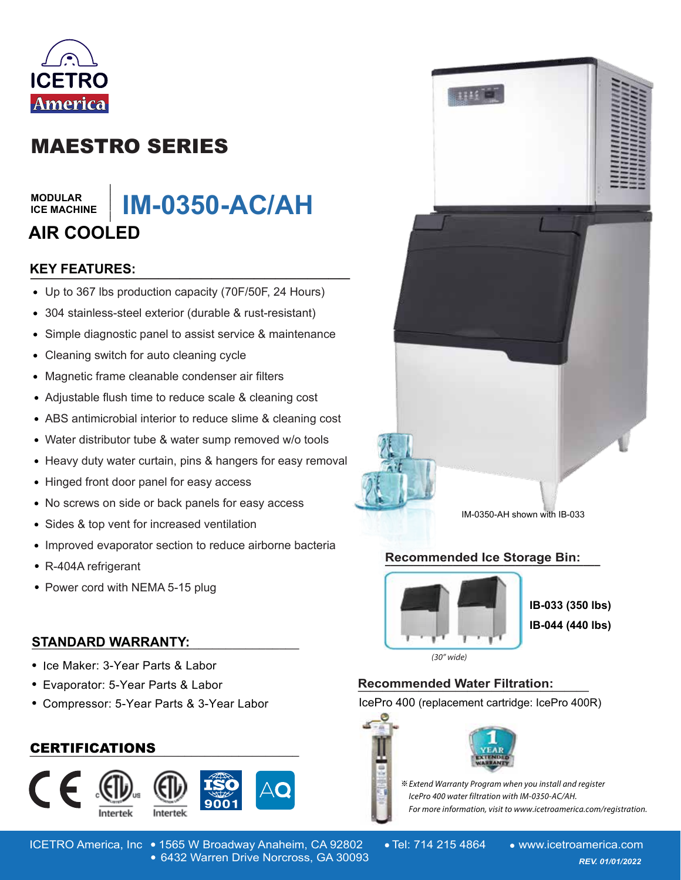ICETRO America

# MAESTRO SERIES

MODULAR ICE MACHINE

## IM-0350-AC/AH

## AIR COOLED

### KEY FEATURES:

- Up to 367 lbs production capacity (70F/50F, 24 Hours)
- 304 stainless-steel exterior (durable & rust-resistant)
- Simple diagnostic panel to assist service & maintenance
- Cleaning switch for auto cleaning cycle
- Magnetic frame cleanable condenser air filters
- Adjustable flush time to reduce scale & cleaning cost
- ABS antimicrobial interior to reduce slime & cleaning cost
- Water distributor tube & water sump removed w/o tools
- Heavy duty water curtain, pins & hangers for easy removal
- Hinged front door panel for easy access
- No screws on side or back panels for easy access
- Sides & top vent for increased ventilation
- Improved evaporator section to reduce airborne bacteria
- R-404A refrigerant
- Power cord with NEMA 5-15 plug

IM-0350-AH shown with IB-033

### Recommended Ice Storage Bin:

**IB-033 (350 lbs)**
**IB-044 (440 lbs)**

*(30" wide)*

### STANDARD WARRANTY:

- Ice Maker: 3-Year Parts & Labor
- Evaporator: 5-Year Parts & Labor
- Compressor: 5-Year Parts & 3-Year Labor

### Recommended Water Filtration:

IcePro 400 (replacement cartridge: IcePro 400R)

1 YEAR EXTENDED WARRANTY

*※Extend Warranty Program when you install and register IcePro 400 water filtration with IM-0350-AC/AH. For more information, visit to www.icetroamerica.com/registration.*

### CERTIFICATIONS

CE, ETL (Intertek), ETL Sanitation (Intertek), ISO 9001, AQ

ICETRO America, Inc • 1565 W Broadway Anaheim, CA 92802 • 6432 Warren Drive Norcross, GA 30093 • Tel: 714 215 4864 • www.icetroamerica.com

*REV. 01/01/2022*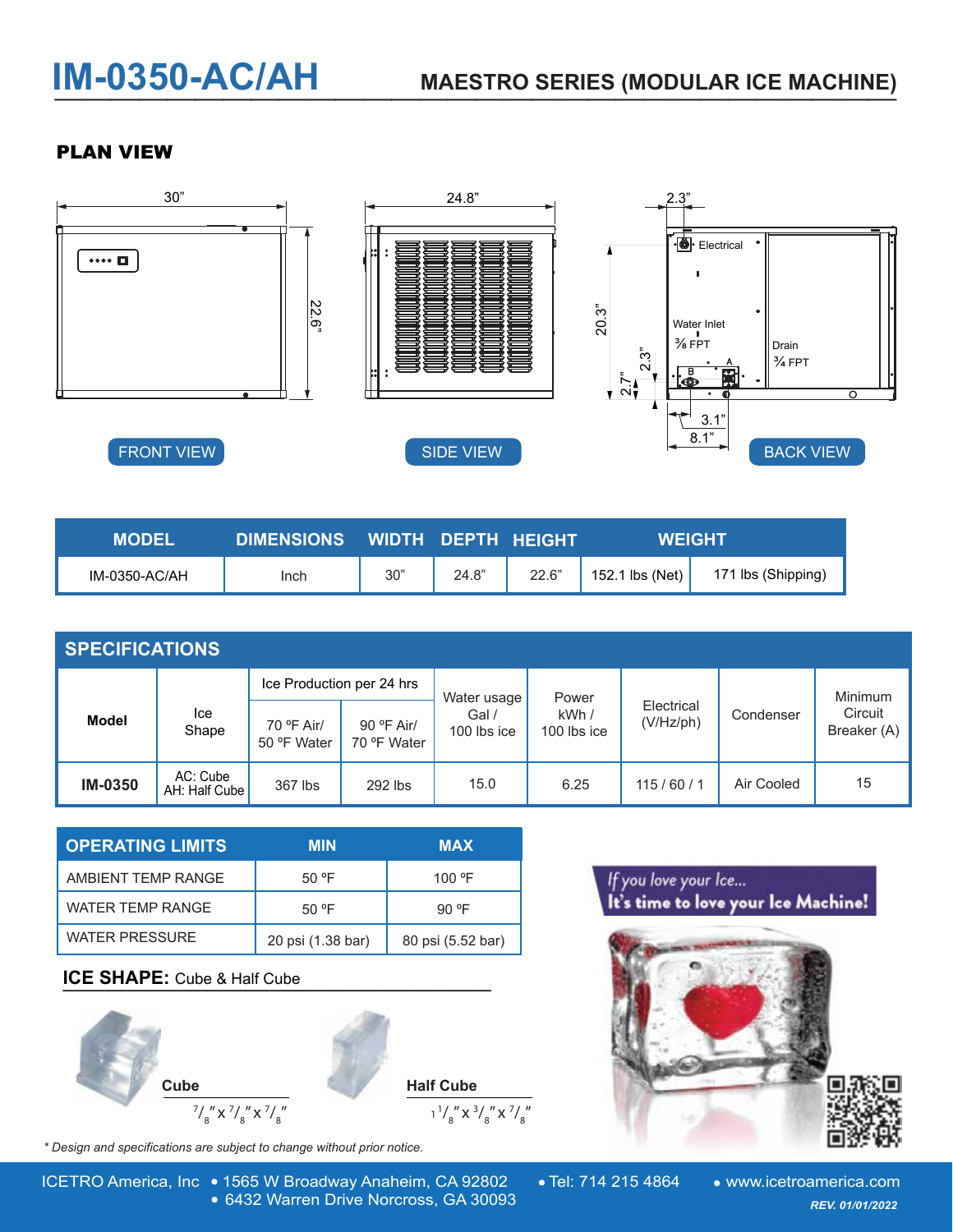# IM-0350-AC/AH

## MAESTRO SERIES (MODULAR ICE MACHINE)

### PLAN VIEW

30”
22.6”
24.8”
2.3”
Electrical
Water Inlet
⅜ FPT
Drain
¾ FPT
20.3”
2.3”
2.7”
3.1”
8.1”

FRONT VIEW

SIDE VIEW

BACK VIEW

| MODEL | DIMENSIONS | WIDTH | DEPTH | HEIGHT | WEIGHT | |
|---|---|---|---|---|---|---|
| IM-0350-AC/AH | Inch | 30” | 24.8” | 22.6” | 152.1 lbs (Net) | 171 lbs (Shipping) |

## SPECIFICATIONS

| Model | Ice Shape | Ice Production per 24 hrs | | Water usage Gal / 100 lbs ice | Power kWh / 100 lbs ice | Electrical (V/Hz/ph) | Condenser | Minimum Circuit Breaker (A) |
|---|---|---|---|---|---|---|---|---|
| | | 70 ºF Air/ 50 ºF Water | 90 ºF Air/ 70 ºF Water | | | | | |
| **IM-0350** | AC: Cube AH: Half Cube | 367 lbs | 292 lbs | 15.0 | 6.25 | 115 / 60 / 1 | Air Cooled | 15 |

| OPERATING LIMITS | MIN | MAX |
|---|---|---|
| AMBIENT TEMP RANGE | 50 ºF | 100 ºF |
| WATER TEMP RANGE | 50 ºF | 90 ºF |
| WATER PRESSURE | 20 psi (1.38 bar) | 80 psi (5.52 bar) |

**ICE SHAPE:** Cube & Half Cube

**Cube**
$^{7}/_{8}$" x $^{7}/_{8}$" x $^{7}/_{8}$"

**Half Cube**
$1^{1}/_{8}$" x $^{3}/_{8}$" x $^{7}/_{8}$"

*If you love your Ice...*
**It's time to love your Ice Machine!**

*\* Design and specifications are subject to change without prior notice.*

ICETRO America, Inc • 1565 W Broadway Anaheim, CA 92802 • 6432 Warren Drive Norcross, GA 30093 • Tel: 714 215 4864 • www.icetroamerica.com

REV. 01/01/2022